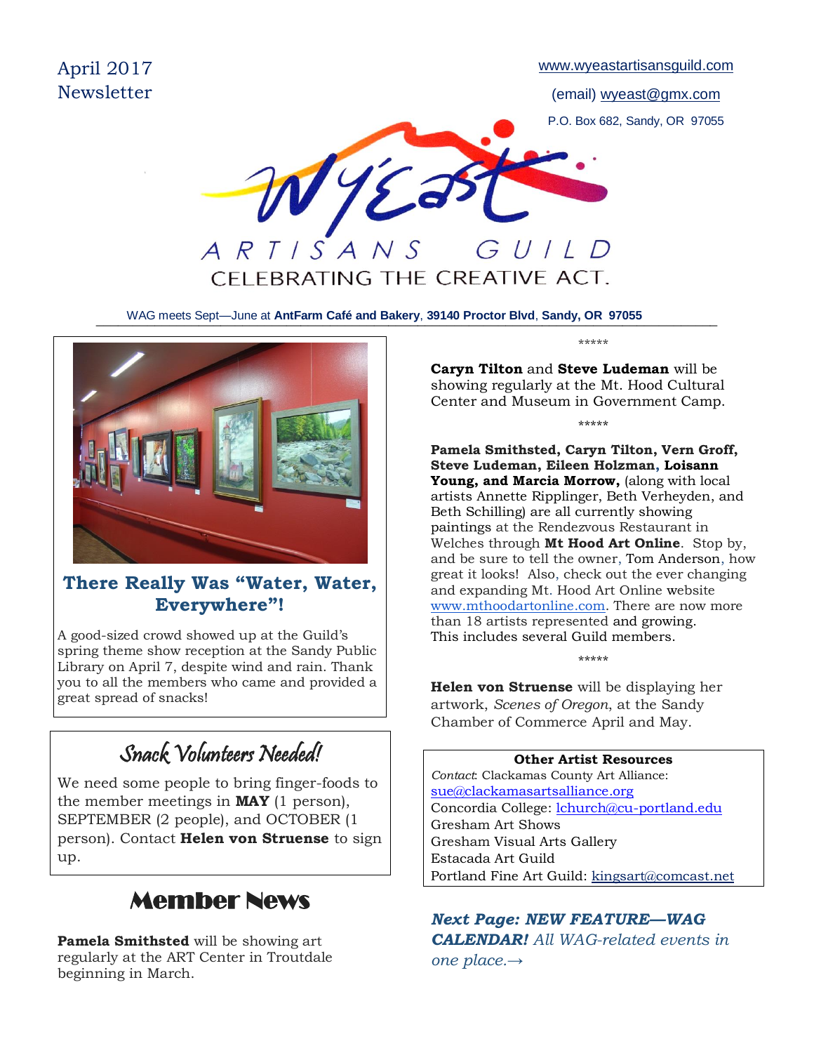April 2017
Newsletter

www.wyeastartisansguild.com

(email) wyeast@gmx.com

P.O. Box 682, Sandy, OR 97055

# WyEast ARTISANS GUILD

CELEBRATING THE CREATIVE ACT.

WAG meets Sept—June at **AntFarm Café and Bakery**, **39140 Proctor Blvd**, **Sandy, OR 97055**

## There Really Was "Water, Water, Everywhere"!

A good-sized crowd showed up at the Guild's spring theme show reception at the Sandy Public Library on April 7, despite wind and rain. Thank you to all the members who came and provided a great spread of snacks!

## Snack Volunteers Needed!

We need some people to bring finger-foods to the member meetings in **MAY** (1 person), SEPTEMBER (2 people), and OCTOBER (1 person). Contact **Helen von Struense** to sign up.

## Member News

**Pamela Smithsted** will be showing art regularly at the ART Center in Troutdale beginning in March.

*****

**Caryn Tilton** and **Steve Ludeman** will be showing regularly at the Mt. Hood Cultural Center and Museum in Government Camp.

*****

**Pamela Smithsted, Caryn Tilton, Vern Groff, Steve Ludeman, Eileen Holzman, Loisann Young, and Marcia Morrow,** (along with local artists Annette Ripplinger, Beth Verheyden, and Beth Schilling) are all currently showing paintings at the Rendezvous Restaurant in Welches through **Mt Hood Art Online**. Stop by, and be sure to tell the owner, Tom Anderson, how great it looks! Also, check out the ever changing and expanding Mt. Hood Art Online website www.mthoodartonline.com. There are now more than 18 artists represented and growing. This includes several Guild members.

*****

**Helen von Struense** will be displaying her artwork, *Scenes of Oregon*, at the Sandy Chamber of Commerce April and May.

**Other Artist Resources**

*Contact*: Clackamas County Art Alliance: sue@clackamasartsalliance.org
Concordia College: lchurch@cu-portland.edu
Gresham Art Shows
Gresham Visual Arts Gallery
Estacada Art Guild
Portland Fine Art Guild: kingsart@comcast.net

***Next Page: NEW FEATURE—WAG CALENDAR!*** *All WAG-related events in one place.→*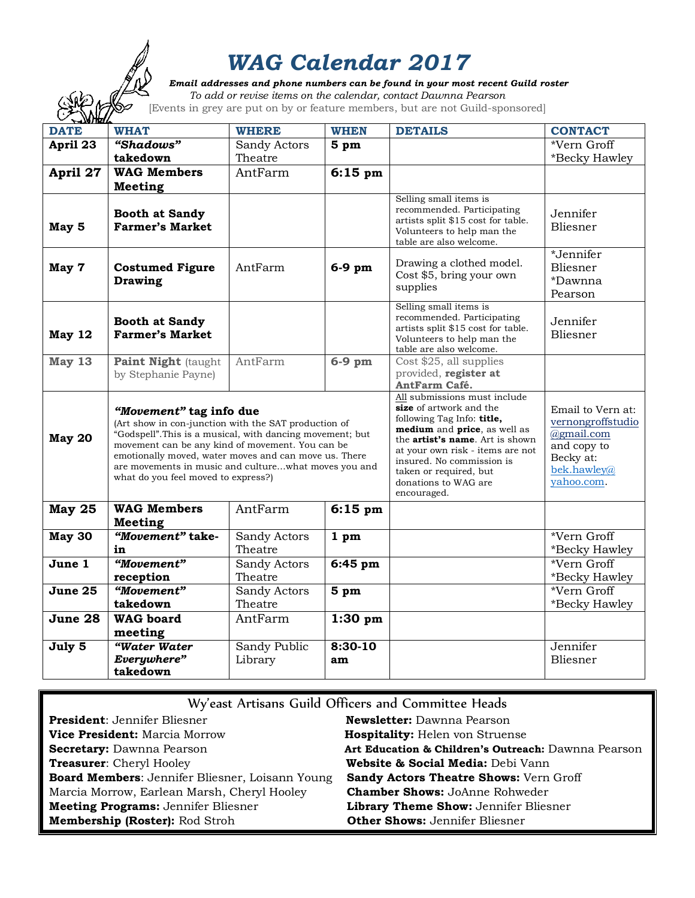# WAG Calendar 2017

***Email addresses and phone numbers can be found in your most recent Guild roster***

*To add or revise items on the calendar, contact Dawnna Pearson*

[Events in grey are put on by or feature members, but are not Guild-sponsored]

| DATE | WHAT | WHERE | WHEN | DETAILS | CONTACT |
|---|---|---|---|---|---|
| **April 23** | ***"Shadows"* takedown** | Sandy Actors Theatre | **5 pm** | | *Vern Groff *Becky Hawley |
| **April 27** | **WAG Members Meeting** | AntFarm | **6:15 pm** | | |
| **May 5** | **Booth at Sandy Farmer's Market** | | | Selling small items is recommended. Participating artists split $15 cost for table. Volunteers to help man the table are also welcome. | Jennifer Bliesner |
| **May 7** | **Costumed Figure Drawing** | AntFarm | **6-9 pm** | Drawing a clothed model. Cost $5, bring your own supplies | *Jennifer Bliesner *Dawnna Pearson |
| **May 12** | **Booth at Sandy Farmer's Market** | | | Selling small items is recommended. Participating artists split $15 cost for table. Volunteers to help man the table are also welcome. | Jennifer Bliesner |
| **May 13** | **Paint Night** (taught by Stephanie Payne) | AntFarm | **6-9 pm** | Cost $25, all supplies provided, **register at AntFarm Café.** | |
| **May 20** | ***"Movement"* tag info due** (Art show in con-junction with the SAT production of "Godspell".This is a musical, with dancing movement; but movement can be any kind of movement. You can be emotionally moved, water moves and can move us. There are movements in music and culture…what moves you and what do you feel moved to express?) | | | All submissions must include **size** of artwork and the following Tag Info: **title, medium** and **price**, as well as the **artist's name**. Art is shown at your own risk - items are not insured. No commission is taken or required, but donations to WAG are encouraged. | Email to Vern at: vernongroffstudio@gmail.com and copy to Becky at: bek.hawley@yahoo.com. |
| **May 25** | **WAG Members Meeting** | AntFarm | **6:15 pm** | | |
| **May 30** | ***"Movement"* take-in** | Sandy Actors Theatre | **1 pm** | | *Vern Groff *Becky Hawley |
| **June 1** | ***"Movement"* reception** | Sandy Actors Theatre | **6:45 pm** | | *Vern Groff *Becky Hawley |
| **June 25** | ***"Movement"* takedown** | Sandy Actors Theatre | **5 pm** | | *Vern Groff *Becky Hawley |
| **June 28** | **WAG board meeting** | AntFarm | **1:30 pm** | | |
| **July 5** | ***"Water Water Everywhere"* takedown** | Sandy Public Library | **8:30-10 am** | | Jennifer Bliesner |

## Wy'east Artisans Guild Officers and Committee Heads

**President**: Jennifer Bliesner
**Vice President:** Marcia Morrow
**Secretary:** Dawnna Pearson
**Treasurer**: Cheryl Hooley
**Board Members**: Jennifer Bliesner, Loisann Young Marcia Morrow, Earlean Marsh, Cheryl Hooley
**Meeting Programs:** Jennifer Bliesner
**Membership (Roster):** Rod Stroh
**Newsletter:** Dawnna Pearson
**Hospitality:** Helen von Struense
**Art Education & Children's Outreach:** Dawnna Pearson
**Website & Social Media:** Debi Vann
**Sandy Actors Theatre Shows:** Vern Groff
**Chamber Shows:** JoAnne Rohweder
**Library Theme Show:** Jennifer Bliesner
**Other Shows:** Jennifer Bliesner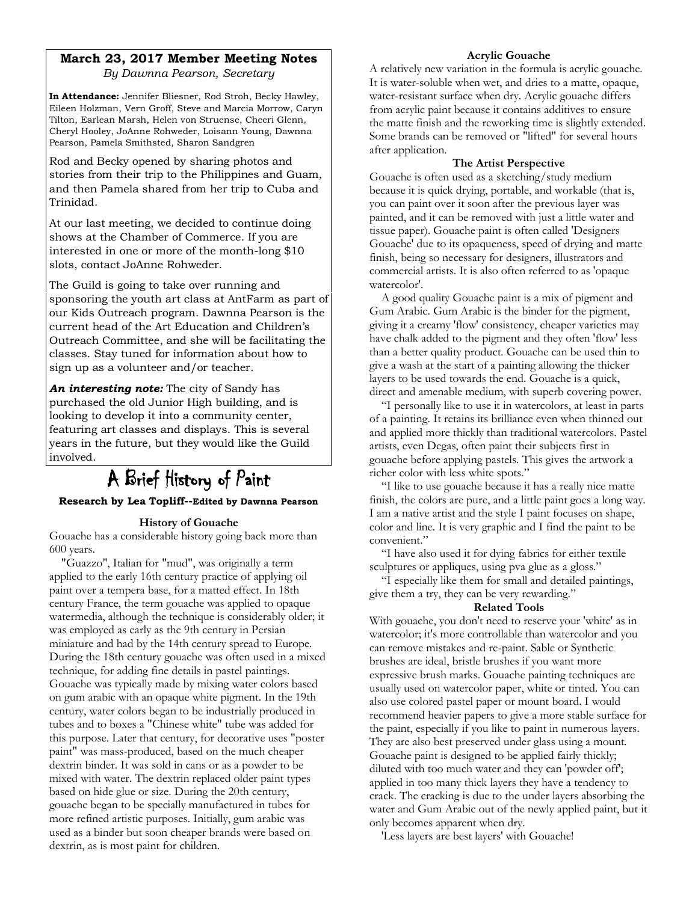## March 23, 2017 Member Meeting Notes

*By Dawnna Pearson, Secretary*

**In Attendance:** Jennifer Bliesner, Rod Stroh, Becky Hawley, Eileen Holzman, Vern Groff, Steve and Marcia Morrow, Caryn Tilton, Earlean Marsh, Helen von Struense, Cheeri Glenn, Cheryl Hooley, JoAnne Rohweder, Loisann Young, Dawnna Pearson, Pamela Smithsted, Sharon Sandgren

Rod and Becky opened by sharing photos and stories from their trip to the Philippines and Guam, and then Pamela shared from her trip to Cuba and Trinidad.

At our last meeting, we decided to continue doing shows at the Chamber of Commerce. If you are interested in one or more of the month-long $10 slots, contact JoAnne Rohweder.

The Guild is going to take over running and sponsoring the youth art class at AntFarm as part of our Kids Outreach program. Dawnna Pearson is the current head of the Art Education and Children's Outreach Committee, and she will be facilitating the classes. Stay tuned for information about how to sign up as a volunteer and/or teacher.

***An interesting note:*** The city of Sandy has purchased the old Junior High building, and is looking to develop it into a community center, featuring art classes and displays. This is several years in the future, but they would like the Guild involved.

# A Brief History of Paint

**Research by Lea Topliff--Edited by Dawnna Pearson**

### History of Gouache

Gouache has a considerable history going back more than 600 years.

"Guazzo", Italian for "mud", was originally a term applied to the early 16th century practice of applying oil paint over a tempera base, for a matted effect. In 18th century France, the term gouache was applied to opaque watermedia, although the technique is considerably older; it was employed as early as the 9th century in Persian miniature and had by the 14th century spread to Europe. During the 18th century gouache was often used in a mixed technique, for adding fine details in pastel paintings. Gouache was typically made by mixing water colors based on gum arabic with an opaque white pigment. In the 19th century, water colors began to be industrially produced in tubes and to boxes a "Chinese white" tube was added for this purpose. Later that century, for decorative uses "poster paint" was mass-produced, based on the much cheaper dextrin binder. It was sold in cans or as a powder to be mixed with water. The dextrin replaced older paint types based on hide glue or size. During the 20th century, gouache began to be specially manufactured in tubes for more refined artistic purposes. Initially, gum arabic was used as a binder but soon cheaper brands were based on dextrin, as is most paint for children.

### Acrylic Gouache

A relatively new variation in the formula is acrylic gouache. It is water-soluble when wet, and dries to a matte, opaque, water-resistant surface when dry. Acrylic gouache differs from acrylic paint because it contains additives to ensure the matte finish and the reworking time is slightly extended. Some brands can be removed or "lifted" for several hours after application.

### The Artist Perspective

Gouache is often used as a sketching/study medium because it is quick drying, portable, and workable (that is, you can paint over it soon after the previous layer was painted, and it can be removed with just a little water and tissue paper). Gouache paint is often called 'Designers Gouache' due to its opaqueness, speed of drying and matte finish, being so necessary for designers, illustrators and commercial artists. It is also often referred to as 'opaque watercolor'.

A good quality Gouache paint is a mix of pigment and Gum Arabic. Gum Arabic is the binder for the pigment, giving it a creamy 'flow' consistency, cheaper varieties may have chalk added to the pigment and they often 'flow' less than a better quality product. Gouache can be used thin to give a wash at the start of a painting allowing the thicker layers to be used towards the end. Gouache is a quick, direct and amenable medium, with superb covering power.

"I personally like to use it in watercolors, at least in parts of a painting. It retains its brilliance even when thinned out and applied more thickly than traditional watercolors. Pastel artists, even Degas, often paint their subjects first in gouache before applying pastels. This gives the artwork a richer color with less white spots."

"I like to use gouache because it has a really nice matte finish, the colors are pure, and a little paint goes a long way. I am a native artist and the style I paint focuses on shape, color and line. It is very graphic and I find the paint to be convenient."

"I have also used it for dying fabrics for either textile sculptures or appliques, using pva glue as a gloss."

"I especially like them for small and detailed paintings, give them a try, they can be very rewarding."

### Related Tools

With gouache, you don't need to reserve your 'white' as in watercolor; it's more controllable than watercolor and you can remove mistakes and re-paint. Sable or Synthetic brushes are ideal, bristle brushes if you want more expressive brush marks. Gouache painting techniques are usually used on watercolor paper, white or tinted. You can also use colored pastel paper or mount board. I would recommend heavier papers to give a more stable surface for the paint, especially if you like to paint in numerous layers. They are also best preserved under glass using a mount. Gouache paint is designed to be applied fairly thickly; diluted with too much water and they can 'powder off'; applied in too many thick layers they have a tendency to crack. The cracking is due to the under layers absorbing the water and Gum Arabic out of the newly applied paint, but it only becomes apparent when dry.

'Less layers are best layers' with Gouache!